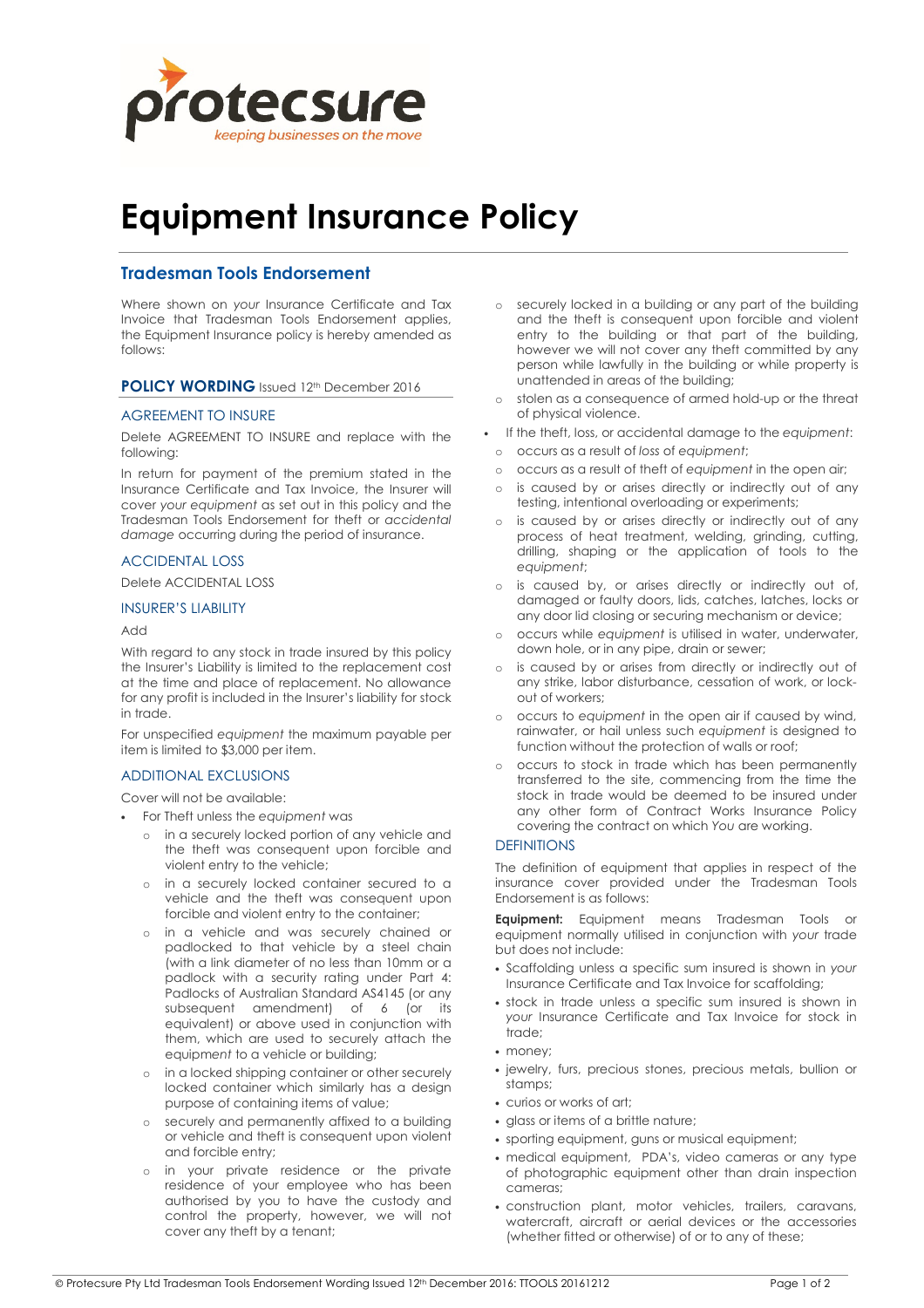protecsure

keeping businesses on the move

# Equipment Insurance Policy

## Tradesman Tools Endorsement

Where shown on *your* Insurance Certificate and Tax Invoice that Tradesman Tools Endorsement applies, the Equipment Insurance policy is hereby amended as follows:

### POLICY WORDING Issued 12th December 2016

#### AGREEMENT TO INSURE

Delete AGREEMENT TO INSURE and replace with the following:

In return for payment of the premium stated in the Insurance Certificate and Tax Invoice, the Insurer will cover *your equipment* as set out in this policy and the Tradesman Tools Endorsement for theft or *accidental damage* occurring during the period of insurance.

#### ACCIDENTAL LOSS

Delete ACCIDENTAL LOSS

#### INSURER'S LIABILITY

Add

With regard to any stock in trade insured by this policy the Insurer's Liability is limited to the replacement cost at the time and place of replacement. No allowance for any profit is included in the Insurer's liability for stock in trade.

For unspecified *equipment* the maximum payable per item is limited to $3,000 per item.

#### ADDITIONAL EXCLUSIONS

Cover will not be available:

- For Theft unless the *equipment* was
  - in a securely locked portion of any vehicle and the theft was consequent upon forcible and violent entry to the vehicle;
  - in a securely locked container secured to a vehicle and the theft was consequent upon forcible and violent entry to the container;
  - in a vehicle and was securely chained or padlocked to that vehicle by a steel chain (with a link diameter of no less than 10mm or a padlock with a security rating under Part 4: Padlocks of Australian Standard AS4145 (or any subsequent amendment) of 6 (or its equivalent) or above used in conjunction with them, which are used to securely attach the equip*ment* to a vehicle or building;
  - in a locked shipping container or other securely locked container which similarly has a design purpose of containing items of value;
  - securely and permanently affixed to a building or vehicle and theft is consequent upon violent and forcible entry;
  - in your private residence or the private residence of your employee who has been authorised by you to have the custody and control the property, however, we will not cover any theft by a tenant;
  - securely locked in a building or any part of the building and the theft is consequent upon forcible and violent entry to the building or that part of the building, however we will not cover any theft committed by any person while lawfully in the building or while property is unattended in areas of the building;
  - stolen as a consequence of armed hold-up or the threat of physical violence.
- If the theft, loss, or accidental damage to the *equipment*:
  - occurs as a result of *loss* of *equipment*;
  - occurs as a result of theft of *equipment* in the open air;
  - is caused by or arises directly or indirectly out of any testing, intentional overloading or experiments;
  - is caused by or arises directly or indirectly out of any process of heat treatment, welding, grinding, cutting, drilling, shaping or the application of tools to the *equipment*;
  - is caused by, or arises directly or indirectly out of, damaged or faulty doors, lids, catches, latches, locks or any door lid closing or securing mechanism or device;
  - occurs while *equipment* is utilised in water, underwater, down hole, or in any pipe, drain or sewer;
  - is caused by or arises from directly or indirectly out of any strike, labor disturbance, cessation of work, or lock-out of workers;
  - occurs to *equipment* in the open air if caused by wind, rainwater, or hail unless such *equipment* is designed to function without the protection of walls or roof;
  - occurs to stock in trade which has been permanently transferred to the site, commencing from the time the stock in trade would be deemed to be insured under any other form of Contract Works Insurance Policy covering the contract on which *You* are working.

#### DEFINITIONS

The definition of equipment that applies in respect of the insurance cover provided under the Tradesman Tools Endorsement is as follows:

**Equipment:** Equipment means Tradesman Tools or equipment normally utilised in conjunction with *your* trade but does not include:

- Scaffolding unless a specific sum insured is shown in *your* Insurance Certificate and Tax Invoice for scaffolding;
- stock in trade unless a specific sum insured is shown in *your* Insurance Certificate and Tax Invoice for stock in trade;
- money;
- jewelry, furs, precious stones, precious metals, bullion or stamps;
- curios or works of art;
- glass or items of a brittle nature;
- sporting equipment, guns or musical equipment;
- medical equipment, PDA's, video cameras or any type of photographic equipment other than drain inspection cameras;
- construction plant, motor vehicles, trailers, caravans, watercraft, aircraft or aerial devices or the accessories (whether fitted or otherwise) of or to any of these;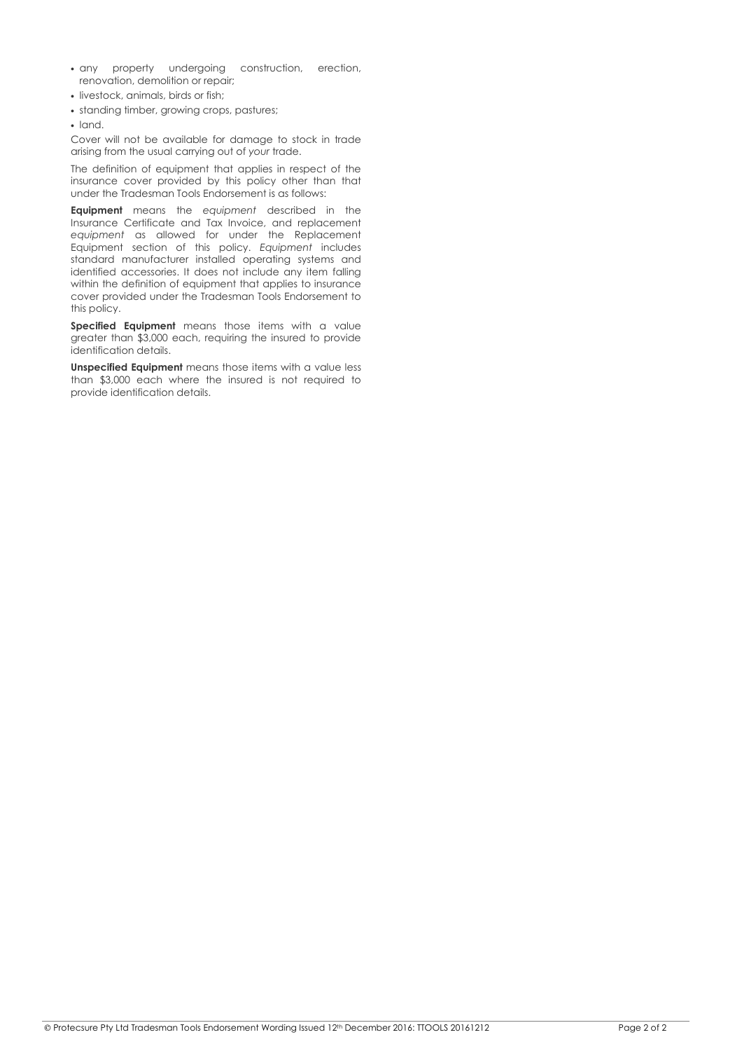- any property undergoing construction, erection, renovation, demolition or repair;
- livestock, animals, birds or fish;
- standing timber, growing crops, pastures;
- land.

Cover will not be available for damage to stock in trade arising from the usual carrying out of *your* trade.

The definition of equipment that applies in respect of the insurance cover provided by this policy other than that under the Tradesman Tools Endorsement is as follows:

**Equipment** means the *equipment* described in the Insurance Certificate and Tax Invoice, and replacement *equipment* as allowed for under the Replacement Equipment section of this policy. *Equipment* includes standard manufacturer installed operating systems and identified accessories. It does not include any item falling within the definition of equipment that applies to insurance cover provided under the Tradesman Tools Endorsement to this policy.

**Specified Equipment** means those items with a value greater than $3,000 each, requiring the insured to provide identification details.

**Unspecified Equipment** means those items with a value less than $3,000 each where the insured is not required to provide identification details.